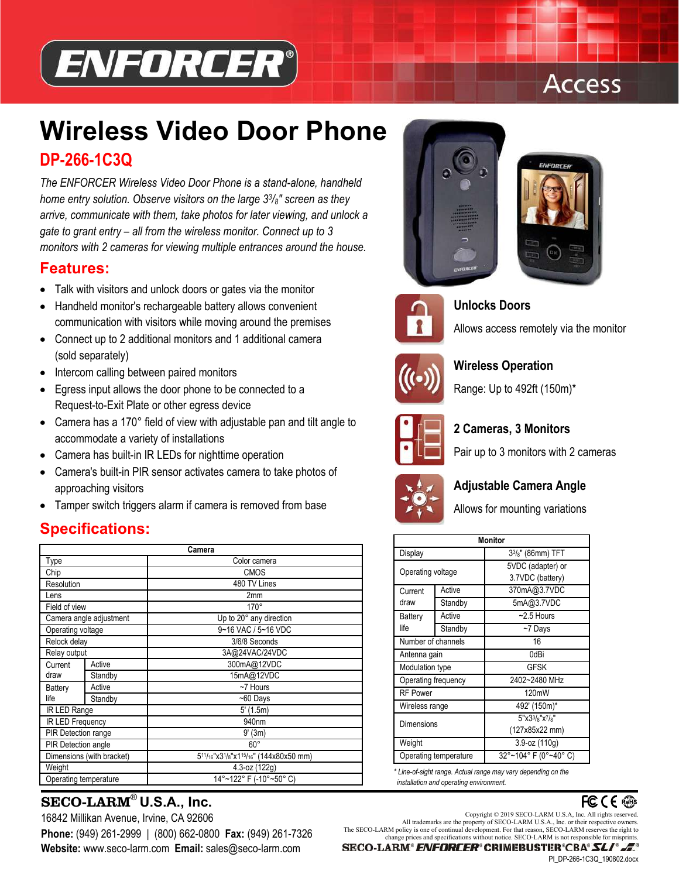ENFORCER®

Access

# Wireless Video Door Phone

## DP-266-1C3Q

*The ENFORCER Wireless Video Door Phone is a stand-alone, handheld home entry solution. Observe visitors on the large 3³/₈" screen as they arrive, communicate with them, take photos for later viewing, and unlock a gate to grant entry – all from the wireless monitor. Connect up to 3 monitors with 2 cameras for viewing multiple entrances around the house.*

## Features:

- Talk with visitors and unlock doors or gates via the monitor
- Handheld monitor's rechargeable battery allows convenient communication with visitors while moving around the premises
- Connect up to 2 additional monitors and 1 additional camera (sold separately)
- Intercom calling between paired monitors
- Egress input allows the door phone to be connected to a Request-to-Exit Plate or other egress device
- Camera has a 170° field of view with adjustable pan and tilt angle to accommodate a variety of installations
- Camera has built-in IR LEDs for nighttime operation
- Camera's built-in PIR sensor activates camera to take photos of approaching visitors
- Tamper switch triggers alarm if camera is removed from base

### Unlocks Doors

Allows access remotely via the monitor

### Wireless Operation

Range: Up to 492ft (150m)*

### 2 Cameras, 3 Monitors

Pair up to 3 monitors with 2 cameras

### Adjustable Camera Angle

Allows for mounting variations

## Specifications:

| Camera | | |
|---|---|---|
| Type | | Color camera |
| Chip | | CMOS |
| Resolution | | 480 TV Lines |
| Lens | | 2mm |
| Field of view | | 170° |
| Camera angle adjustment | | Up to 20° any direction |
| Operating voltage | | 9~16 VAC / 5~16 VDC |
| Relock delay | | 3/6/8 Seconds |
| Relay output | | 3A@24VAC/24VDC |
| Current draw | Active | 300mA@12VDC |
| | Standby | 15mA@12VDC |
| Battery life | Active | ~7 Hours |
| | Standby | ~60 Days |
| IR LED Range | | 5' (1.5m) |
| IR LED Frequency | | 940nm |
| PIR Detection range | | 9' (3m) |
| PIR Detection angle | | 60° |
| Dimensions (with bracket) | | 5¹¹/₁₆"x3¹/₈"x1¹⁵/₁₆" (144x80x50 mm) |
| Weight | | 4.3-oz (122g) |
| Operating temperature | | 14°~122° F (-10°~50° C) |

| Monitor | | |
|---|---|---|
| Display | | 3³/₈" (86mm) TFT |
| Operating voltage | | 5VDC (adapter) or 3.7VDC (battery) |
| Current draw | Active | 370mA@3.7VDC |
| | Standby | 5mA@3.7VDC |
| Battery life | Active | ~2.5 Hours |
| | Standby | ~7 Days |
| Number of channels | | 16 |
| Antenna gain | | 0dBi |
| Modulation type | | GFSK |
| Operating frequency | | 2402~2480 MHz |
| RF Power | | 120mW |
| Wireless range | | 492' (150m)* |
| Dimensions | | 5"x3³/₈"x⁷/₈" (127x85x22 mm) |
| Weight | | 3.9-oz (110g) |
| Operating temperature | | 32°~104° F (0°~40° C) |

*\* Line-of-sight range. Actual range may vary depending on the installation and operating environment.*

**SECO-LARM® U.S.A., Inc.**
16842 Millikan Avenue, Irvine, CA 92606
**Phone:** (949) 261-2999 | (800) 662-0800 **Fax:** (949) 261-7326
**Website:** www.seco-larm.com **Email:** sales@seco-larm.com

Copyright © 2019 SECO-LARM U.S.A, Inc. All rights reserved.
All trademarks are the property of SECO-LARM U.S.A., Inc. or their respective owners.
The SECO-LARM policy is one of continual development. For that reason, SECO-LARM reserves the right to change prices and specifications without notice. SECO-LARM is not responsible for misprints.

SECO-LARM® ENFORCER® CRIMEBUSTER® CBA® SLI®

PI_DP-266-1C3Q_190802.docx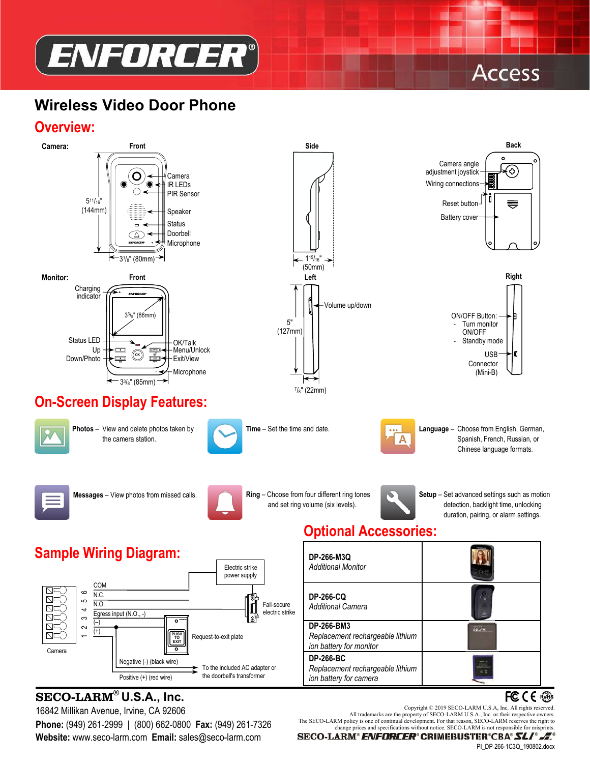# ENFORCER® Access

## Wireless Video Door Phone

## Overview:

**Camera:**

Front

Camera
IR LEDs
PIR Sensor
Speaker
Status
Doorbell
Microphone

5 11/16" (144mm)

3 1/8" (80mm)

Side

1 15/16" (50mm)

Back

Camera angle adjustment joystick
Wiring connections
Reset button
Battery cover

**Monitor:**

Front

Charging indicator
3 3/8" (86mm)
Status LED
Up
Down/Photo
OK/Talk
Menu/Unlock
Exit/View
Microphone
3 3/8" (85mm)

Left

Volume up/down
5" (127mm)
7/8" (22mm)

Right

ON/OFF Button:
- Turn monitor ON/OFF
- Standby mode

USB Connector (Mini-B)

## On-Screen Display Features:

**Photos** – View and delete photos taken by the camera station.

**Time** – Set the time and date.

**Language** – Choose from English, German, Spanish, French, Russian, or Chinese language formats.

**Messages** – View photos from missed calls.

**Ring** – Choose from four different ring tones and set ring volume (six levels).

**Setup** – Set advanced settings such as motion detection, backlight time, unlocking duration, pairing, or alarm settings.

## Sample Wiring Diagram:

Camera
6 COM
5 N.C.
4 N.O.
3 Egress input (N.O., -)
2 (-)
1 (+)

Electric strike power supply
Fail-secure electric strike
Request-to-exit plate
Negative (-) (black wire)
Positive (+) (red wire)
To the included AC adapter or the doorbell's transformer

## Optional Accessories:

| | |
|---|---|
| **DP-266-M3Q** *Additional Monitor* | |
| **DP-266-CQ** *Additional Camera* | |
| **DP-266-BM3** *Replacement rechargeable lithium ion battery for monitor* | |
| **DP-266-BC** *Replacement rechargeable lithium ion battery for camera* | |

**SECO-LARM® U.S.A., Inc.**
16842 Millikan Avenue, Irvine, CA 92606
**Phone:** (949) 261-2999 | (800) 662-0800 **Fax:** (949) 261-7326
**Website:** www.seco-larm.com **Email:** sales@seco-larm.com

Copyright © 2019 SECO-LARM U.S.A, Inc. All rights reserved.
All trademarks are the property of SECO-LARM U.S.A., Inc. or their respective owners.
The SECO-LARM policy is one of continual development. For that reason, SECO-LARM reserves the right to change prices and specifications without notice. SECO-LARM is not responsible for misprints.

PI_DP-266-1C3Q_190802.docx